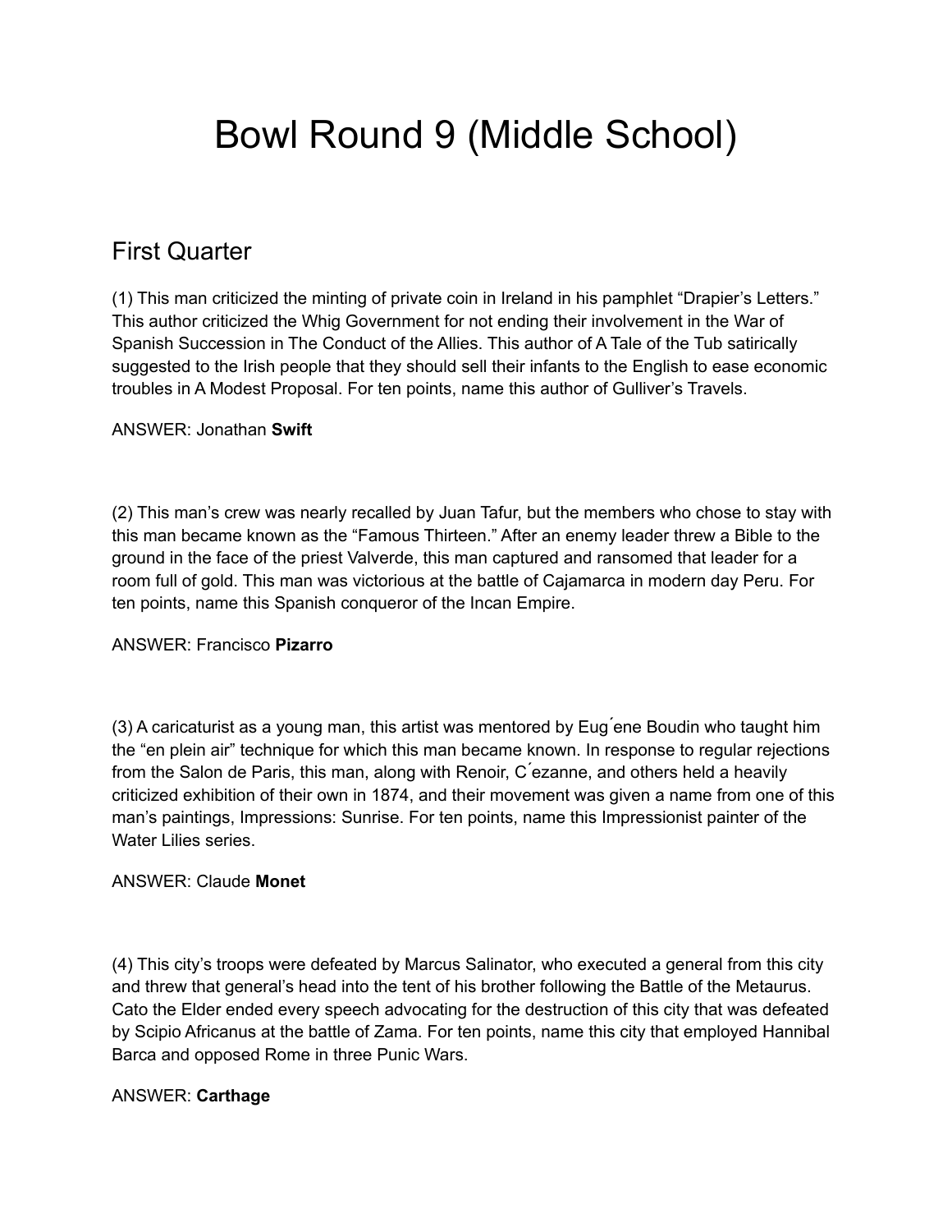# Bowl Round 9 (Middle School)

## First Quarter

(1) This man criticized the minting of private coin in Ireland in his pamphlet "Drapier's Letters." This author criticized the Whig Government for not ending their involvement in the War of Spanish Succession in The Conduct of the Allies. This author of A Tale of the Tub satirically suggested to the Irish people that they should sell their infants to the English to ease economic troubles in A Modest Proposal. For ten points, name this author of Gulliver's Travels.

ANSWER: Jonathan **Swift**

(2) This man's crew was nearly recalled by Juan Tafur, but the members who chose to stay with this man became known as the "Famous Thirteen." After an enemy leader threw a Bible to the ground in the face of the priest Valverde, this man captured and ransomed that leader for a room full of gold. This man was victorious at the battle of Cajamarca in modern day Peru. For ten points, name this Spanish conqueror of the Incan Empire.

ANSWER: Francisco **Pizarro**

(3) A caricaturist as a young man, this artist was mentored by Eug´ene Boudin who taught him the "en plein air" technique for which this man became known. In response to regular rejections from the Salon de Paris, this man, along with Renoir, C´ezanne, and others held a heavily criticized exhibition of their own in 1874, and their movement was given a name from one of this man's paintings, Impressions: Sunrise. For ten points, name this Impressionist painter of the Water Lilies series.

ANSWER: Claude **Monet**

(4) This city's troops were defeated by Marcus Salinator, who executed a general from this city and threw that general's head into the tent of his brother following the Battle of the Metaurus. Cato the Elder ended every speech advocating for the destruction of this city that was defeated by Scipio Africanus at the battle of Zama. For ten points, name this city that employed Hannibal Barca and opposed Rome in three Punic Wars.

ANSWER: **Carthage**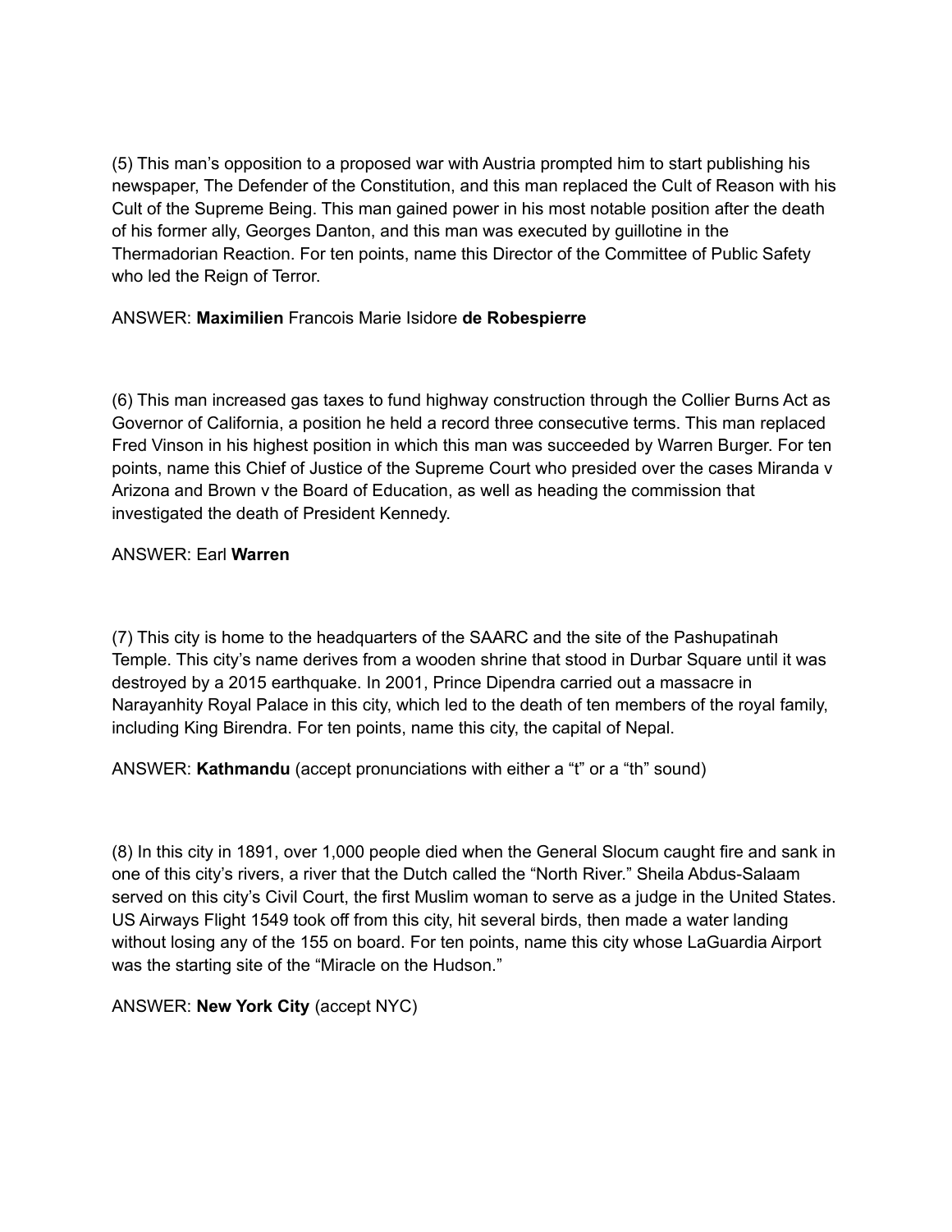(5) This man's opposition to a proposed war with Austria prompted him to start publishing his newspaper, The Defender of the Constitution, and this man replaced the Cult of Reason with his Cult of the Supreme Being. This man gained power in his most notable position after the death of his former ally, Georges Danton, and this man was executed by guillotine in the Thermadorian Reaction. For ten points, name this Director of the Committee of Public Safety who led the Reign of Terror.

ANSWER: **Maximilien** Francois Marie Isidore **de Robespierre**

(6) This man increased gas taxes to fund highway construction through the Collier Burns Act as Governor of California, a position he held a record three consecutive terms. This man replaced Fred Vinson in his highest position in which this man was succeeded by Warren Burger. For ten points, name this Chief of Justice of the Supreme Court who presided over the cases Miranda v Arizona and Brown v the Board of Education, as well as heading the commission that investigated the death of President Kennedy.

ANSWER: Earl **Warren**

(7) This city is home to the headquarters of the SAARC and the site of the Pashupatinah Temple. This city's name derives from a wooden shrine that stood in Durbar Square until it was destroyed by a 2015 earthquake. In 2001, Prince Dipendra carried out a massacre in Narayanhity Royal Palace in this city, which led to the death of ten members of the royal family, including King Birendra. For ten points, name this city, the capital of Nepal.

ANSWER: **Kathmandu** (accept pronunciations with either a "t" or a "th" sound)

(8) In this city in 1891, over 1,000 people died when the General Slocum caught fire and sank in one of this city's rivers, a river that the Dutch called the "North River." Sheila Abdus-Salaam served on this city's Civil Court, the first Muslim woman to serve as a judge in the United States. US Airways Flight 1549 took off from this city, hit several birds, then made a water landing without losing any of the 155 on board. For ten points, name this city whose LaGuardia Airport was the starting site of the "Miracle on the Hudson."

ANSWER: **New York City** (accept NYC)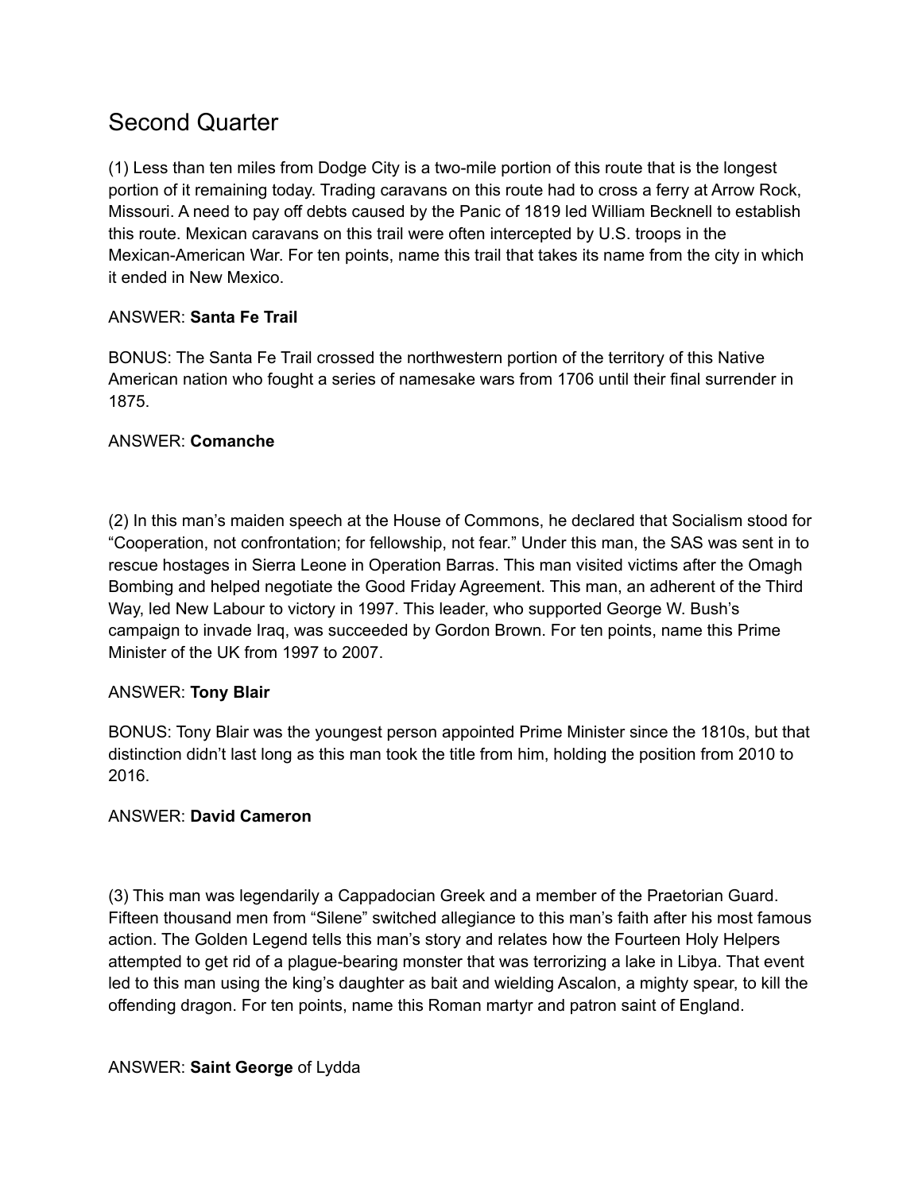## Second Quarter

(1) Less than ten miles from Dodge City is a two-mile portion of this route that is the longest portion of it remaining today. Trading caravans on this route had to cross a ferry at Arrow Rock, Missouri. A need to pay off debts caused by the Panic of 1819 led William Becknell to establish this route. Mexican caravans on this trail were often intercepted by U.S. troops in the Mexican-American War. For ten points, name this trail that takes its name from the city in which it ended in New Mexico.

ANSWER: **Santa Fe Trail**

BONUS: The Santa Fe Trail crossed the northwestern portion of the territory of this Native American nation who fought a series of namesake wars from 1706 until their final surrender in 1875.

ANSWER: **Comanche**

(2) In this man's maiden speech at the House of Commons, he declared that Socialism stood for "Cooperation, not confrontation; for fellowship, not fear." Under this man, the SAS was sent in to rescue hostages in Sierra Leone in Operation Barras. This man visited victims after the Omagh Bombing and helped negotiate the Good Friday Agreement. This man, an adherent of the Third Way, led New Labour to victory in 1997. This leader, who supported George W. Bush's campaign to invade Iraq, was succeeded by Gordon Brown. For ten points, name this Prime Minister of the UK from 1997 to 2007.

ANSWER: **Tony Blair**

BONUS: Tony Blair was the youngest person appointed Prime Minister since the 1810s, but that distinction didn't last long as this man took the title from him, holding the position from 2010 to 2016.

ANSWER: **David Cameron**

(3) This man was legendarily a Cappadocian Greek and a member of the Praetorian Guard. Fifteen thousand men from "Silene" switched allegiance to this man's faith after his most famous action. The Golden Legend tells this man's story and relates how the Fourteen Holy Helpers attempted to get rid of a plague-bearing monster that was terrorizing a lake in Libya. That event led to this man using the king's daughter as bait and wielding Ascalon, a mighty spear, to kill the offending dragon. For ten points, name this Roman martyr and patron saint of England.

ANSWER: **Saint George** of Lydda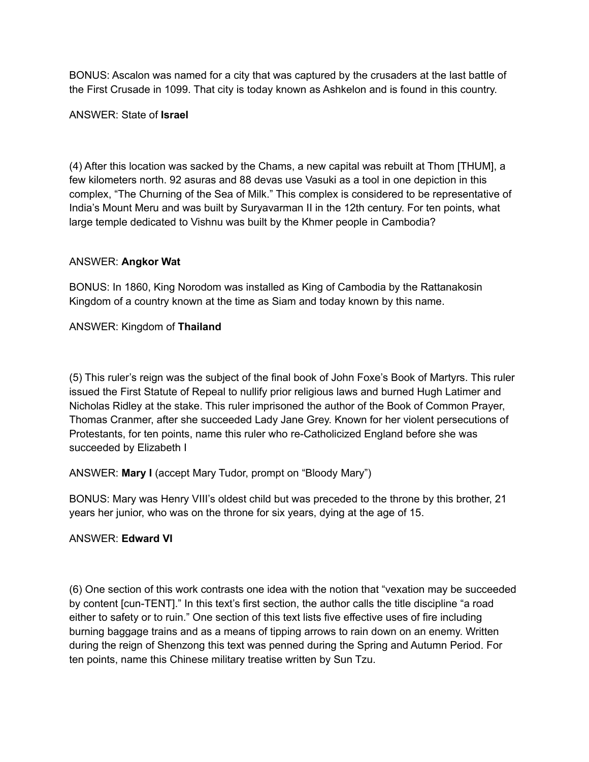BONUS: Ascalon was named for a city that was captured by the crusaders at the last battle of the First Crusade in 1099. That city is today known as Ashkelon and is found in this country.

ANSWER: State of **Israel**

(4) After this location was sacked by the Chams, a new capital was rebuilt at Thom [THUM], a few kilometers north. 92 asuras and 88 devas use Vasuki as a tool in one depiction in this complex, "The Churning of the Sea of Milk." This complex is considered to be representative of India's Mount Meru and was built by Suryavarman II in the 12th century. For ten points, what large temple dedicated to Vishnu was built by the Khmer people in Cambodia?

ANSWER: **Angkor Wat**

BONUS: In 1860, King Norodom was installed as King of Cambodia by the Rattanakosin Kingdom of a country known at the time as Siam and today known by this name.

ANSWER: Kingdom of **Thailand**

(5) This ruler's reign was the subject of the final book of John Foxe's Book of Martyrs. This ruler issued the First Statute of Repeal to nullify prior religious laws and burned Hugh Latimer and Nicholas Ridley at the stake. This ruler imprisoned the author of the Book of Common Prayer, Thomas Cranmer, after she succeeded Lady Jane Grey. Known for her violent persecutions of Protestants, for ten points, name this ruler who re-Catholicized England before she was succeeded by Elizabeth I

ANSWER: **Mary I** (accept Mary Tudor, prompt on "Bloody Mary")

BONUS: Mary was Henry VIII's oldest child but was preceded to the throne by this brother, 21 years her junior, who was on the throne for six years, dying at the age of 15.

ANSWER: **Edward VI**

(6) One section of this work contrasts one idea with the notion that "vexation may be succeeded by content [cun-TENT]." In this text's first section, the author calls the title discipline "a road either to safety or to ruin." One section of this text lists five effective uses of fire including burning baggage trains and as a means of tipping arrows to rain down on an enemy. Written during the reign of Shenzong this text was penned during the Spring and Autumn Period. For ten points, name this Chinese military treatise written by Sun Tzu.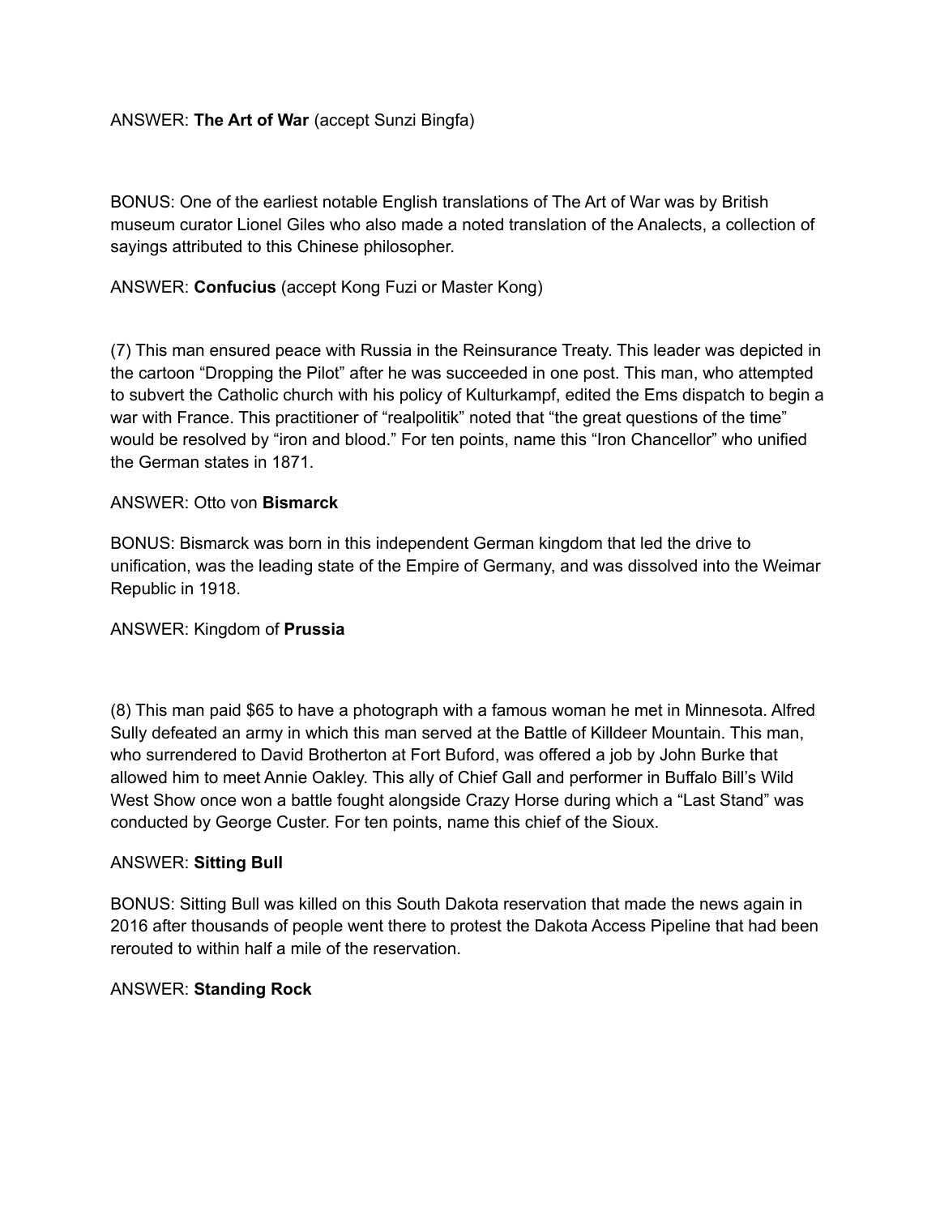ANSWER: **The Art of War** (accept Sunzi Bingfa)

BONUS: One of the earliest notable English translations of The Art of War was by British museum curator Lionel Giles who also made a noted translation of the Analects, a collection of sayings attributed to this Chinese philosopher.

ANSWER: **Confucius** (accept Kong Fuzi or Master Kong)

(7) This man ensured peace with Russia in the Reinsurance Treaty. This leader was depicted in the cartoon “Dropping the Pilot” after he was succeeded in one post. This man, who attempted to subvert the Catholic church with his policy of Kulturkampf, edited the Ems dispatch to begin a war with France. This practitioner of “realpolitik” noted that “the great questions of the time” would be resolved by “iron and blood.” For ten points, name this “Iron Chancellor” who unified the German states in 1871.

ANSWER: Otto von **Bismarck**

BONUS: Bismarck was born in this independent German kingdom that led the drive to unification, was the leading state of the Empire of Germany, and was dissolved into the Weimar Republic in 1918.

ANSWER: Kingdom of **Prussia**

(8) This man paid $65 to have a photograph with a famous woman he met in Minnesota. Alfred Sully defeated an army in which this man served at the Battle of Killdeer Mountain. This man, who surrendered to David Brotherton at Fort Buford, was offered a job by John Burke that allowed him to meet Annie Oakley. This ally of Chief Gall and performer in Buffalo Bill’s Wild West Show once won a battle fought alongside Crazy Horse during which a “Last Stand” was conducted by George Custer. For ten points, name this chief of the Sioux.

ANSWER: **Sitting Bull**

BONUS: Sitting Bull was killed on this South Dakota reservation that made the news again in 2016 after thousands of people went there to protest the Dakota Access Pipeline that had been rerouted to within half a mile of the reservation.

ANSWER: **Standing Rock**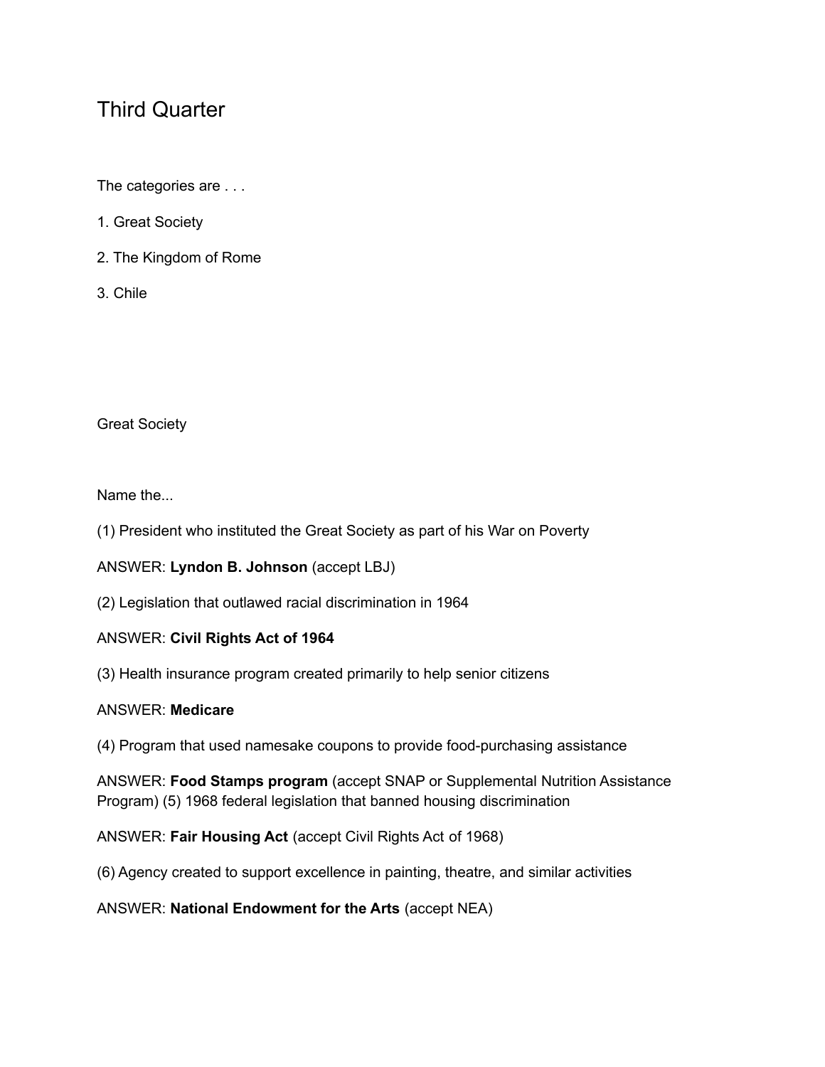# Third Quarter

The categories are . . .

1. Great Society
2. The Kingdom of Rome
3. Chile

## Great Society

Name the...

(1) President who instituted the Great Society as part of his War on Poverty

ANSWER: **Lyndon B. Johnson** (accept LBJ)

(2) Legislation that outlawed racial discrimination in 1964

ANSWER: **Civil Rights Act of 1964**

(3) Health insurance program created primarily to help senior citizens

ANSWER: **Medicare**

(4) Program that used namesake coupons to provide food-purchasing assistance

ANSWER: **Food Stamps program** (accept SNAP or Supplemental Nutrition Assistance Program) (5) 1968 federal legislation that banned housing discrimination

ANSWER: **Fair Housing Act** (accept Civil Rights Act of 1968)

(6) Agency created to support excellence in painting, theatre, and similar activities

ANSWER: **National Endowment for the Arts** (accept NEA)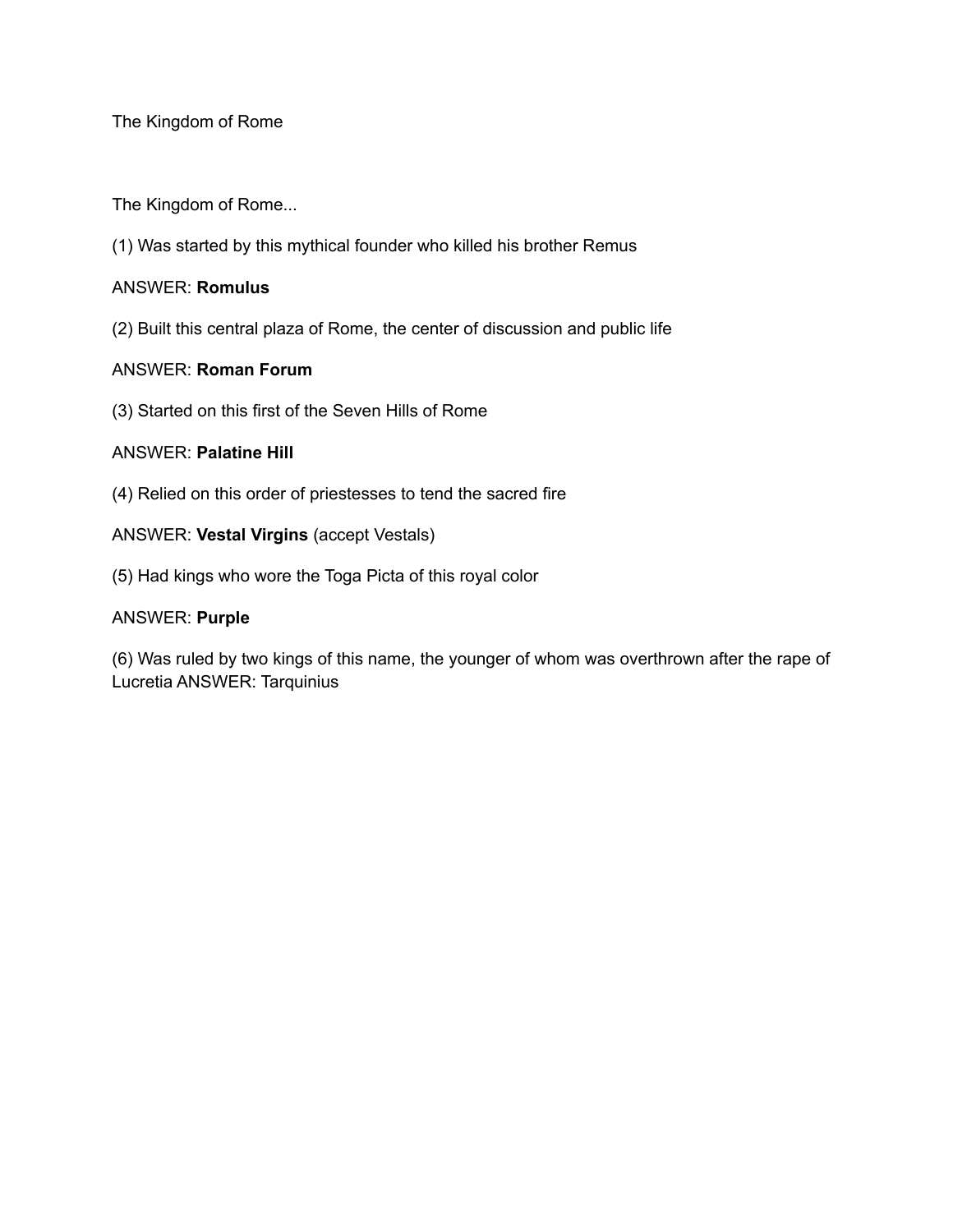The Kingdom of Rome

The Kingdom of Rome...

(1) Was started by this mythical founder who killed his brother Remus

ANSWER: **Romulus**

(2) Built this central plaza of Rome, the center of discussion and public life

ANSWER: **Roman Forum**

(3) Started on this first of the Seven Hills of Rome

ANSWER: **Palatine Hill**

(4) Relied on this order of priestesses to tend the sacred fire

ANSWER: **Vestal Virgins** (accept Vestals)

(5) Had kings who wore the Toga Picta of this royal color

ANSWER: **Purple**

(6) Was ruled by two kings of this name, the younger of whom was overthrown after the rape of Lucretia ANSWER: Tarquinius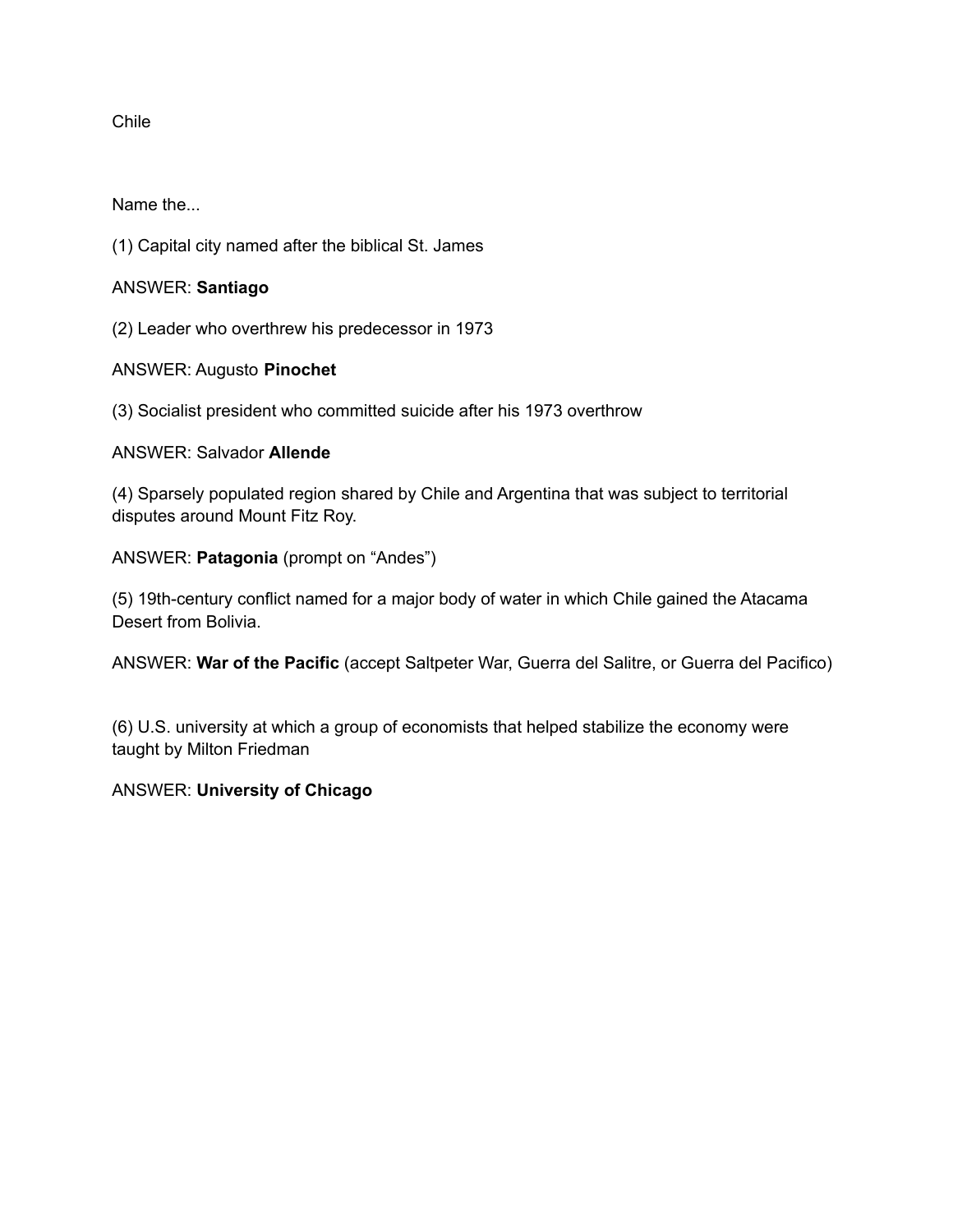Chile

Name the...

(1) Capital city named after the biblical St. James

ANSWER: **Santiago**

(2) Leader who overthrew his predecessor in 1973

ANSWER: Augusto **Pinochet**

(3) Socialist president who committed suicide after his 1973 overthrow

ANSWER: Salvador **Allende**

(4) Sparsely populated region shared by Chile and Argentina that was subject to territorial disputes around Mount Fitz Roy.

ANSWER: **Patagonia** (prompt on "Andes")

(5) 19th-century conflict named for a major body of water in which Chile gained the Atacama Desert from Bolivia.

ANSWER: **War of the Pacific** (accept Saltpeter War, Guerra del Salitre, or Guerra del Pacifico)

(6) U.S. university at which a group of economists that helped stabilize the economy were taught by Milton Friedman

ANSWER: **University of Chicago**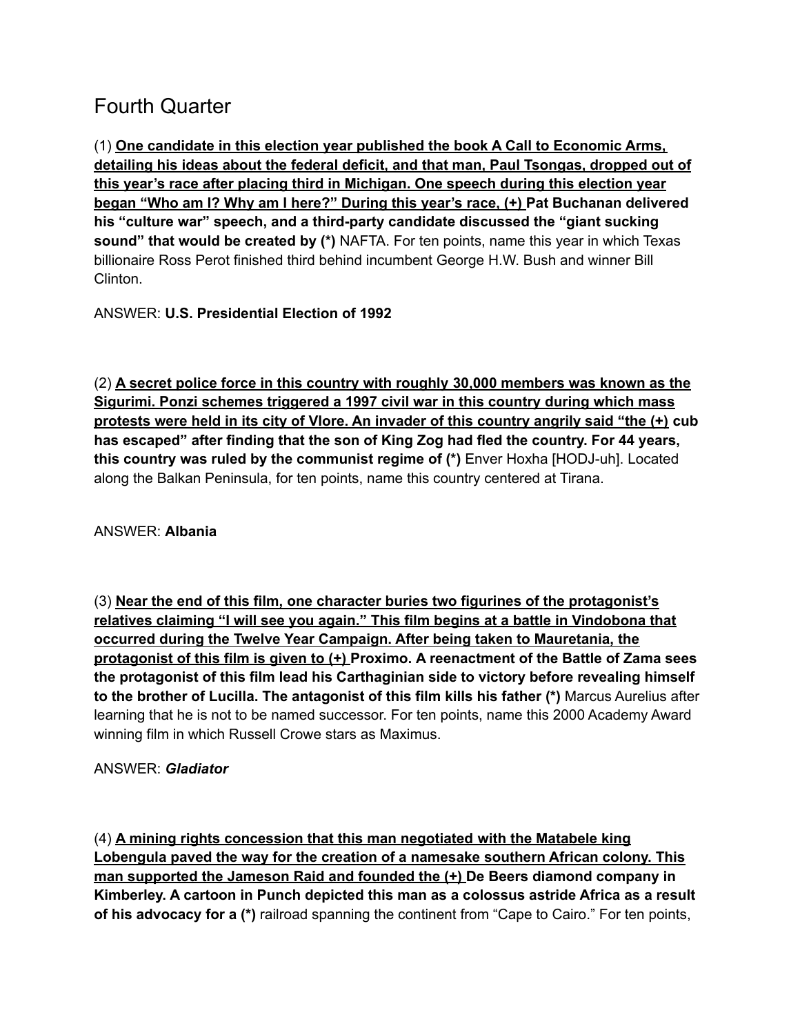# Fourth Quarter

(1) <u>**One candidate in this election year published the book A Call to Economic Arms, detailing his ideas about the federal deficit, and that man, Paul Tsongas, dropped out of this year's race after placing third in Michigan. One speech during this election year began "Who am I? Why am I here?" During this year's race, (+)**</u> **Pat Buchanan delivered his "culture war" speech, and a third-party candidate discussed the "giant sucking sound" that would be created by (\*)** NAFTA. For ten points, name this year in which Texas billionaire Ross Perot finished third behind incumbent George H.W. Bush and winner Bill Clinton.

ANSWER: **U.S. Presidential Election of 1992**

(2) <u>**A secret police force in this country with roughly 30,000 members was known as the Sigurimi. Ponzi schemes triggered a 1997 civil war in this country during which mass protests were held in its city of Vlore. An invader of this country angrily said "the (+)**</u> **cub has escaped" after finding that the son of King Zog had fled the country. For 44 years, this country was ruled by the communist regime of (\*)** Enver Hoxha [HODJ-uh]. Located along the Balkan Peninsula, for ten points, name this country centered at Tirana.

ANSWER: **Albania**

(3) <u>**Near the end of this film, one character buries two figurines of the protagonist's relatives claiming "I will see you again." This film begins at a battle in Vindobona that occurred during the Twelve Year Campaign. After being taken to Mauretania, the protagonist of this film is given to (+)**</u> **Proximo. A reenactment of the Battle of Zama sees the protagonist of this film lead his Carthaginian side to victory before revealing himself to the brother of Lucilla. The antagonist of this film kills his father (\*)** Marcus Aurelius after learning that he is not to be named successor. For ten points, name this 2000 Academy Award winning film in which Russell Crowe stars as Maximus.

ANSWER: ***Gladiator***

(4) <u>**A mining rights concession that this man negotiated with the Matabele king Lobengula paved the way for the creation of a namesake southern African colony. This man supported the Jameson Raid and founded the (+)**</u> **De Beers diamond company in Kimberley. A cartoon in Punch depicted this man as a colossus astride Africa as a result of his advocacy for a (\*)** railroad spanning the continent from "Cape to Cairo." For ten points,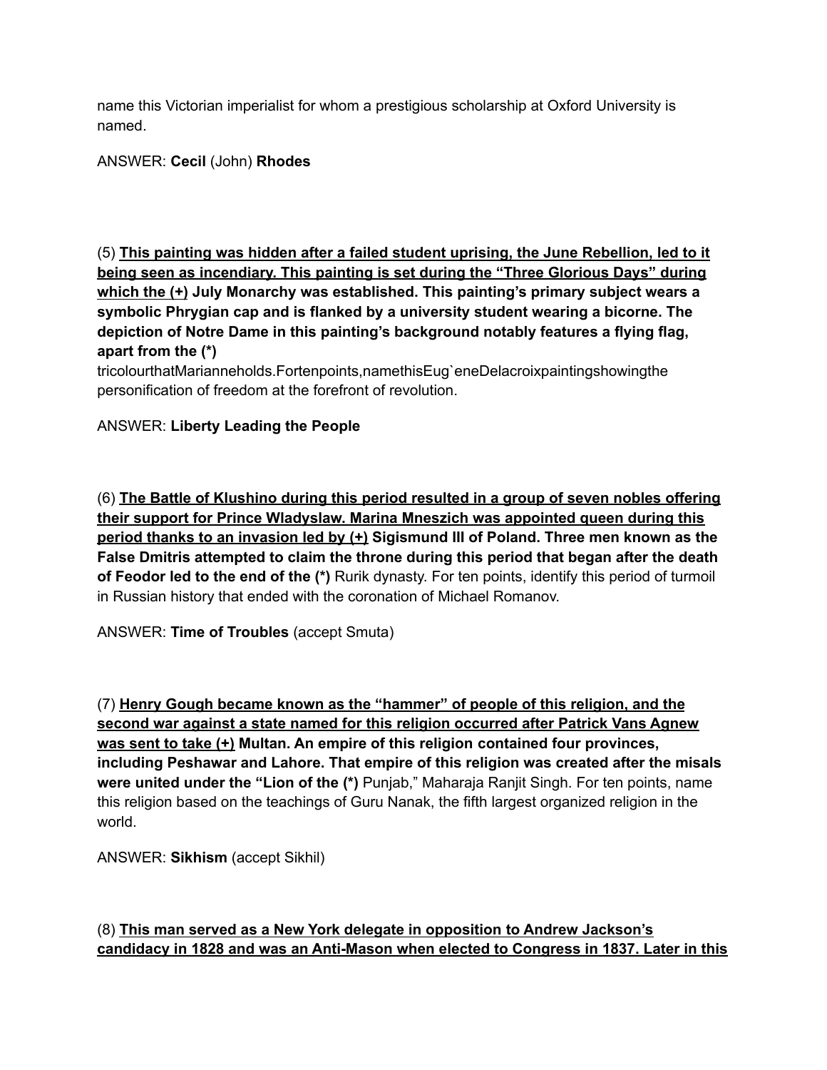name this Victorian imperialist for whom a prestigious scholarship at Oxford University is named.

ANSWER: **Cecil** (John) **Rhodes**

(5) **<u>This painting was hidden after a failed student uprising, the June Rebellion, led to it being seen as incendiary. This painting is set during the "Three Glorious Days" during which the (+)</u> July Monarchy was established. This painting's primary subject wears a symbolic Phrygian cap and is flanked by a university student wearing a bicorne. The depiction of Notre Dame in this painting's background notably features a flying flag, apart from the (\*)** tricolourthatMarianneholds.Fortenpoints,namethisEug`eneDelacroixpaintingshowingthe personification of freedom at the forefront of revolution.

ANSWER: **Liberty Leading the People**

(6) **<u>The Battle of Klushino during this period resulted in a group of seven nobles offering their support for Prince Wladyslaw. Marina Mneszich was appointed queen during this period thanks to an invasion led by (+)</u> Sigismund III of Poland. Three men known as the False Dmitris attempted to claim the throne during this period that began after the death of Feodor led to the end of the (\*)** Rurik dynasty. For ten points, identify this period of turmoil in Russian history that ended with the coronation of Michael Romanov.

ANSWER: **Time of Troubles** (accept Smuta)

(7) **<u>Henry Gough became known as the "hammer" of people of this religion, and the second war against a state named for this religion occurred after Patrick Vans Agnew was sent to take (+)</u> Multan. An empire of this religion contained four provinces, including Peshawar and Lahore. That empire of this religion was created after the misals were united under the "Lion of the (\*)** Punjab," Maharaja Ranjit Singh. For ten points, name this religion based on the teachings of Guru Nanak, the fifth largest organized religion in the world.

ANSWER: **Sikhism** (accept Sikhil)

(8) **<u>This man served as a New York delegate in opposition to Andrew Jackson's candidacy in 1828 and was an Anti-Mason when elected to Congress in 1837. Later in this</u>**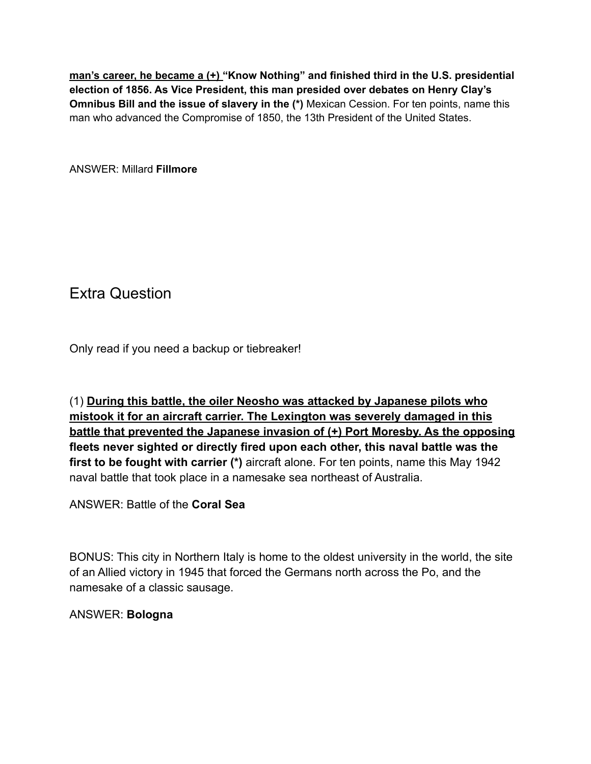**<u>man's career, he became a (+) </u>"Know Nothing" and finished third in the U.S. presidential election of 1856. As Vice President, this man presided over debates on Henry Clay's Omnibus Bill and the issue of slavery in the (*)** Mexican Cession. For ten points, name this man who advanced the Compromise of 1850, the 13th President of the United States.

ANSWER: Millard **Fillmore**

## Extra Question

Only read if you need a backup or tiebreaker!

(1) **<u>During this battle, the oiler Neosho was attacked by Japanese pilots who mistook it for an aircraft carrier. The Lexington was severely damaged in this battle that prevented the Japanese invasion of (+) Port Moresby. As the opposing</u> fleets never sighted or directly fired upon each other, this naval battle was the first to be fought with carrier (*)** aircraft alone. For ten points, name this May 1942 naval battle that took place in a namesake sea northeast of Australia.

ANSWER: Battle of the **Coral Sea**

BONUS: This city in Northern Italy is home to the oldest university in the world, the site of an Allied victory in 1945 that forced the Germans north across the Po, and the namesake of a classic sausage.

ANSWER: **Bologna**